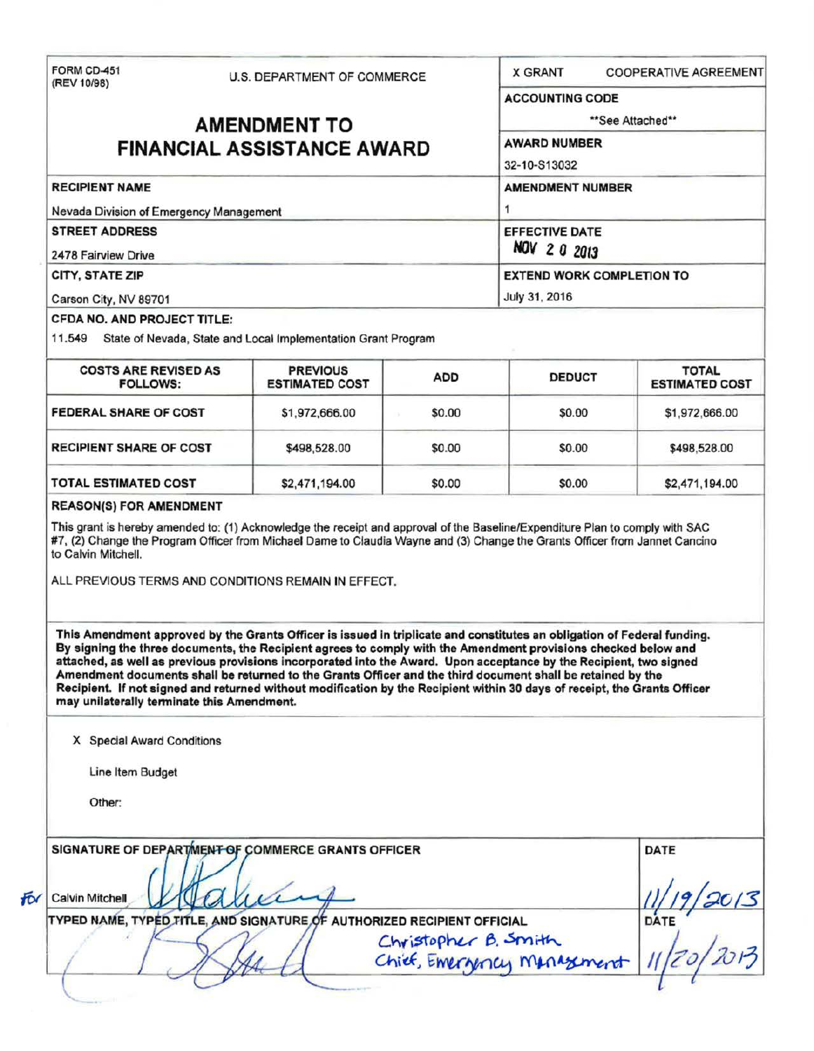FORM CD-451
(REV 10/98)

U.S. DEPARTMENT OF COMMERCE

# AMENDMENT TO FINANCIAL ASSISTANCE AWARD

X GRANT    COOPERATIVE AGREEMENT

**ACCOUNTING CODE**
\*\*See Attached\*\*

**AWARD NUMBER**
32-10-S13032

**RECIPIENT NAME**
Nevada Division of Emergency Management

**AMENDMENT NUMBER**
1

**STREET ADDRESS**
2478 Fairview Drive

**EFFECTIVE DATE**
NOV 20 2013

**CITY, STATE ZIP**
Carson City, NV 89701

**EXTEND WORK COMPLETION TO**
July 31, 2016

**CFDA NO. AND PROJECT TITLE:**
11.549 State of Nevada, State and Local Implementation Grant Program

| COSTS ARE REVISED AS FOLLOWS: | PREVIOUS ESTIMATED COST | ADD | DEDUCT | TOTAL ESTIMATED COST |
|---|---|---|---|---|
| FEDERAL SHARE OF COST | $1,972,666.00 | $0.00 | $0.00 | $1,972,666.00 |
| RECIPIENT SHARE OF COST | $498,528.00 | $0.00 | $0.00 | $498,528.00 |
| TOTAL ESTIMATED COST | $2,471,194.00 | $0.00 | $0.00 | $2,471,194.00 |

**REASON(S) FOR AMENDMENT**

This grant is hereby amended to: (1) Acknowledge the receipt and approval of the Baseline/Expenditure Plan to comply with SAC #7, (2) Change the Program Officer from Michael Dame to Claudia Wayne and (3) Change the Grants Officer from Jannet Cancino to Calvin Mitchell.

ALL PREVIOUS TERMS AND CONDITIONS REMAIN IN EFFECT.

**This Amendment approved by the Grants Officer is issued in triplicate and constitutes an obligation of Federal funding. By signing the three documents, the Recipient agrees to comply with the Amendment provisions checked below and attached, as well as previous provisions incorporated into the Award. Upon acceptance by the Recipient, two signed Amendment documents shall be returned to the Grants Officer and the third document shall be retained by the Recipient. If not signed and returned without modification by the Recipient within 30 days of receipt, the Grants Officer may unilaterally terminate this Amendment.**

X Special Award Conditions

Line Item Budget

Other:

**SIGNATURE OF DEPARTMENT OF COMMERCE GRANTS OFFICER**

For Calvin Mitchell

**DATE**
11/19/2013

**TYPED NAME, TYPED TITLE, AND SIGNATURE OF AUTHORIZED RECIPIENT OFFICIAL**

Christopher B. Smith
Chief, Emergency Management

**DATE**
11/20/2013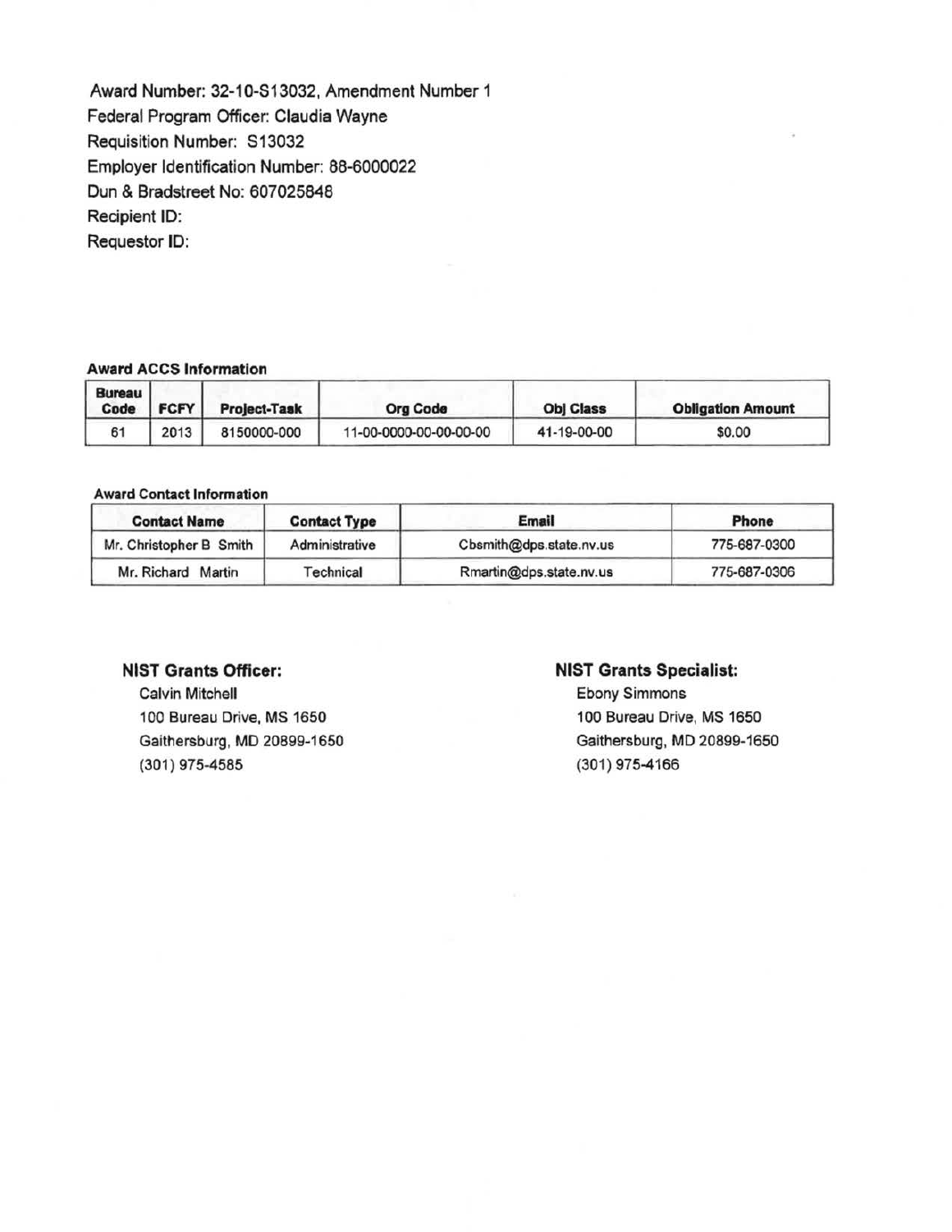Award Number: 32-10-S13032, Amendment Number 1
Federal Program Officer: Claudia Wayne
Requisition Number: S13032
Employer Identification Number: 88-6000022
Dun & Bradstreet No: 607025848
Recipient ID:
Requestor ID:

**Award ACCS Information**

| Bureau Code | FCFY | Project-Task | Org Code | Obj Class | Obligation Amount |
|---|---|---|---|---|---|
| 61 | 2013 | 8150000-000 | 11-00-0000-00-00-00-00 | 41-19-00-00 | $0.00 |

**Award Contact Information**

| Contact Name | Contact Type | Email | Phone |
|---|---|---|---|
| Mr. Christopher B Smith | Administrative | Cbsmith@dps.state.nv.us | 775-687-0300 |
| Mr. Richard Martin | Technical | Rmartin@dps.state.nv.us | 775-687-0306 |

**NIST Grants Officer:**
Calvin Mitchell
100 Bureau Drive, MS 1650
Gaithersburg, MD 20899-1650
(301) 975-4585

**NIST Grants Specialist:**
Ebony Simmons
100 Bureau Drive, MS 1650
Gaithersburg, MD 20899-1650
(301) 975-4166